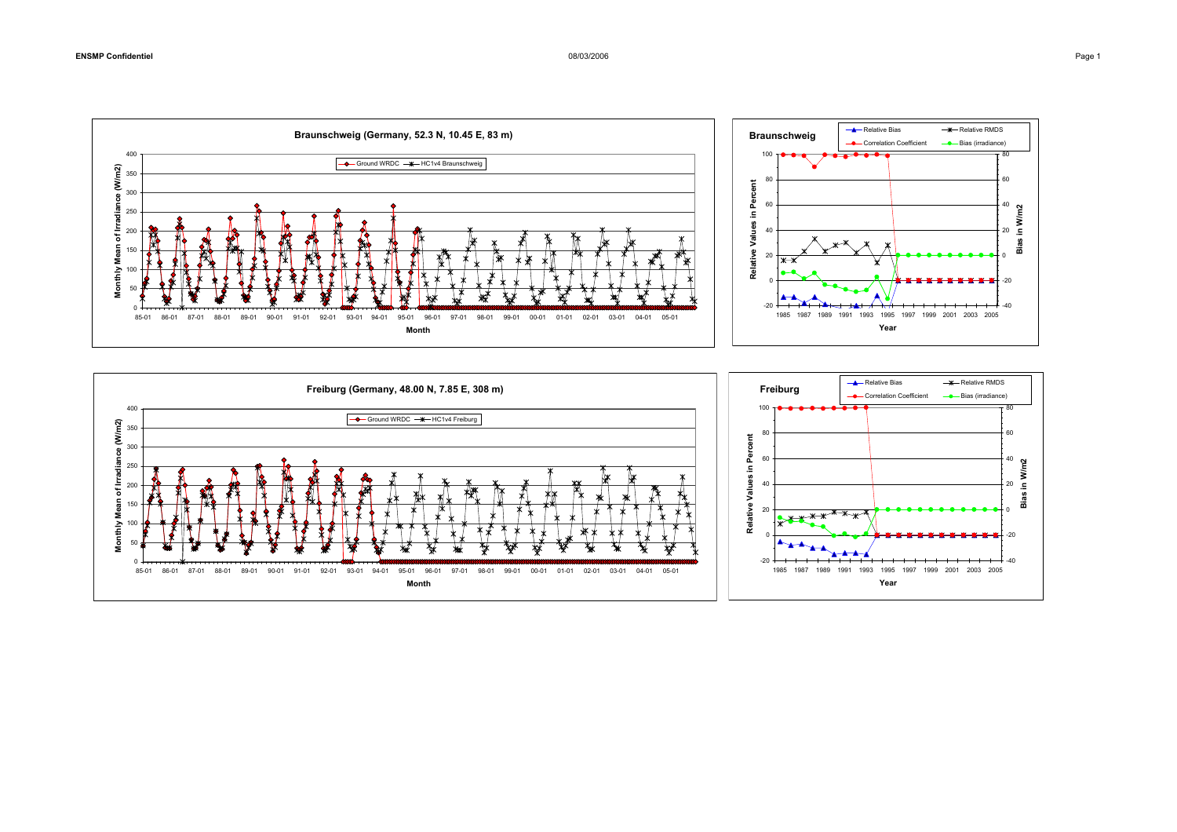Braunschweig (Germany, 52.3 N, 10.45 E, 83 m)

Ground WRDC
HC1v4 Braunschweig

Monthly Mean of Irradiance (W/m2)

0
50
100
150
200
250
300
350
400

85-01 86-01 87-01 88-01 89-01 90-01 91-01 92-01 93-01 94-01 95-01 96-01 97-01 98-01 99-01 00-01 01-01 02-01 03-01 04-01 05-01

Month

Braunschweig

Relative Bias
Relative RMDS
Correlation Coefficient
Bias (irradiance)

Relative Values in Percent

-20
0
20
40
60
80
100

Bias in W/m2

-40
-20
0
20
40
60
80

1985 1987 1989 1991 1993 1995 1997 1999 2001 2003 2005

Year

Freiburg (Germany, 48.00 N, 7.85 E, 308 m)

Ground WRDC
HC1v4 Freiburg

Monthly Mean of Irradiance (W/m2)

0
50
100
150
200
250
300
350
400

85-01 86-01 87-01 88-01 89-01 90-01 91-01 92-01 93-01 94-01 95-01 96-01 97-01 98-01 99-01 00-01 01-01 02-01 03-01 04-01 05-01

Month

Freiburg

Relative Bias
Relative RMDS
Correlation Coefficient
Bias (irradiance)

Relative Values in Percent

-20
0
20
40
60
80
100

Bias in W/m2

-40
-20
0
20
40
60
80

1985 1987 1989 1991 1993 1995 1997 1999 2001 2003 2005

Year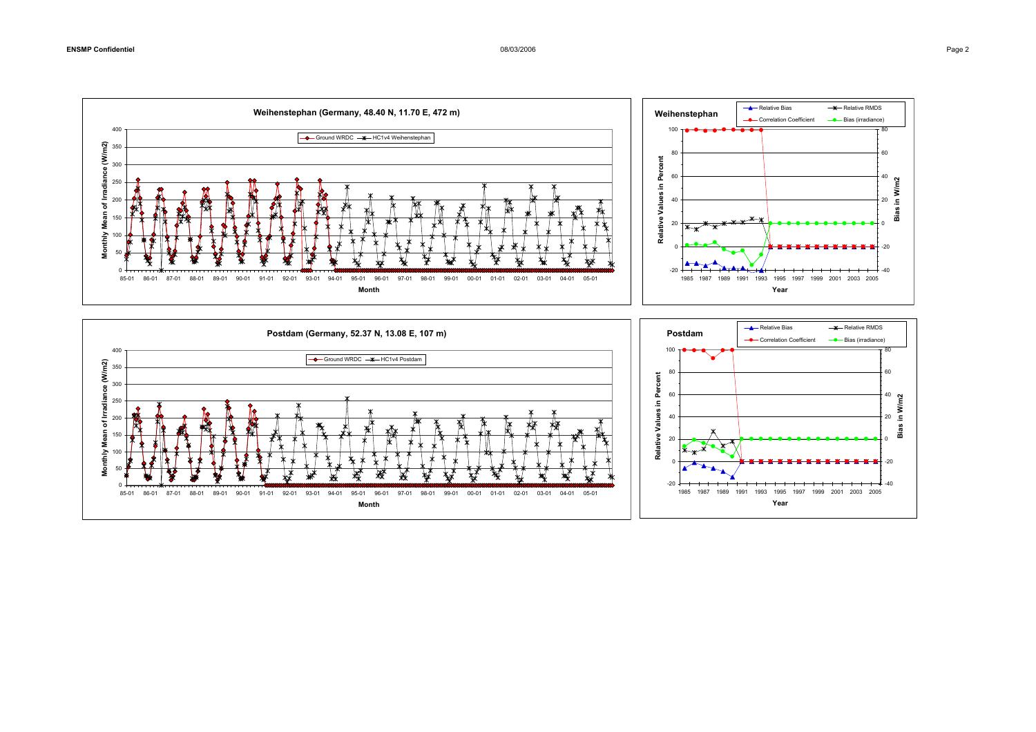**Weihenstephan (Germany, 48.40 N, 11.70 E, 472 m)**

Ground WRDC
HC1v4 Weihenstephan

Monthly Mean of Irradiance (W/m2)

400
350
300
250
200
150
100
50
0

85-01 86-01 87-01 88-01 89-01 90-01 91-01 92-01 93-01 94-01 95-01 96-01 97-01 98-01 99-01 00-01 01-01 02-01 03-01 04-01 05-01

Month

**Weihenstephan**

Relative Bias
Relative RMDS
Correlation Coefficient
Bias (irradiance)

Relative Values in Percent

100
80
60
40
20
0
-20

Bias in W/m2

80
60
40
20
0
-20
-40

1985 1987 1989 1991 1993 1995 1997 1999 2001 2003 2005

Year

**Postdam (Germany, 52.37 N, 13.08 E, 107 m)**

Ground WRDC
HC1v4 Postdam

Monthly Mean of Irradiance (W/m2)

400
350
300
250
200
150
100
50
0

85-01 86-01 87-01 88-01 89-01 90-01 91-01 92-01 93-01 94-01 95-01 96-01 97-01 98-01 99-01 00-01 01-01 02-01 03-01 04-01 05-01

Month

**Postdam**

Relative Bias
Relative RMDS
Correlation Coefficient
Bias (irradiance)

Relative Values in Percent

100
80
60
40
20
0
-20

Bias in W/m2

80
60
40
20
0
-20
-40

1985 1987 1989 1991 1993 1995 1997 1999 2001 2003 2005

Year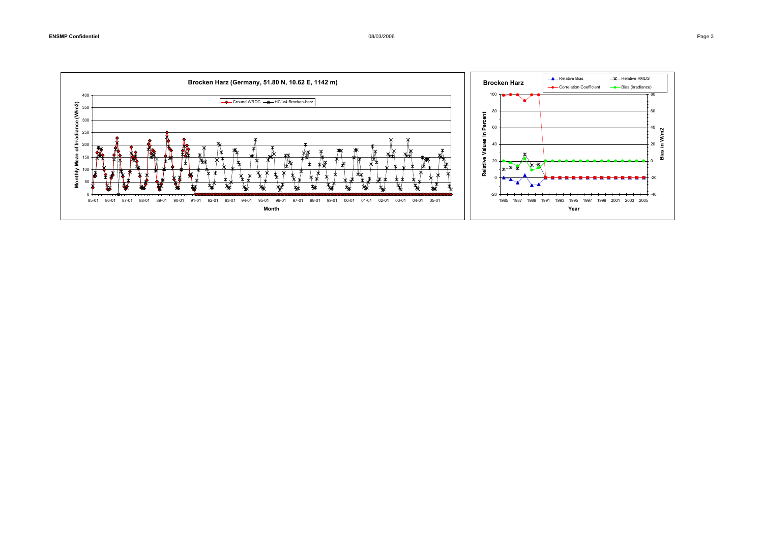Brocken Harz (Germany, 51.80 N, 10.62 E, 1142 m)

Ground WRDC
HC1v4 Brocken-harz

Monthly Mean of Irradiance (W/m2)

400
350
300
250
200
150
100
50
0

85-01 86-01 87-01 88-01 89-01 90-01 91-01 92-01 93-01 94-01 95-01 96-01 97-01 98-01 99-01 00-01 01-01 02-01 03-01 04-01 05-01

Month

Brocken Harz

Relative Bias
Relative RMDS
Correlation Coefficient
Bias (irradiance)

Relative Values in Percent

100
80
60
40
20
0
-20

Bias in W/m2

80
60
40
20
0
-20
-40

1985 1987 1989 1991 1993 1995 1997 1999 2001 2003 2005

Year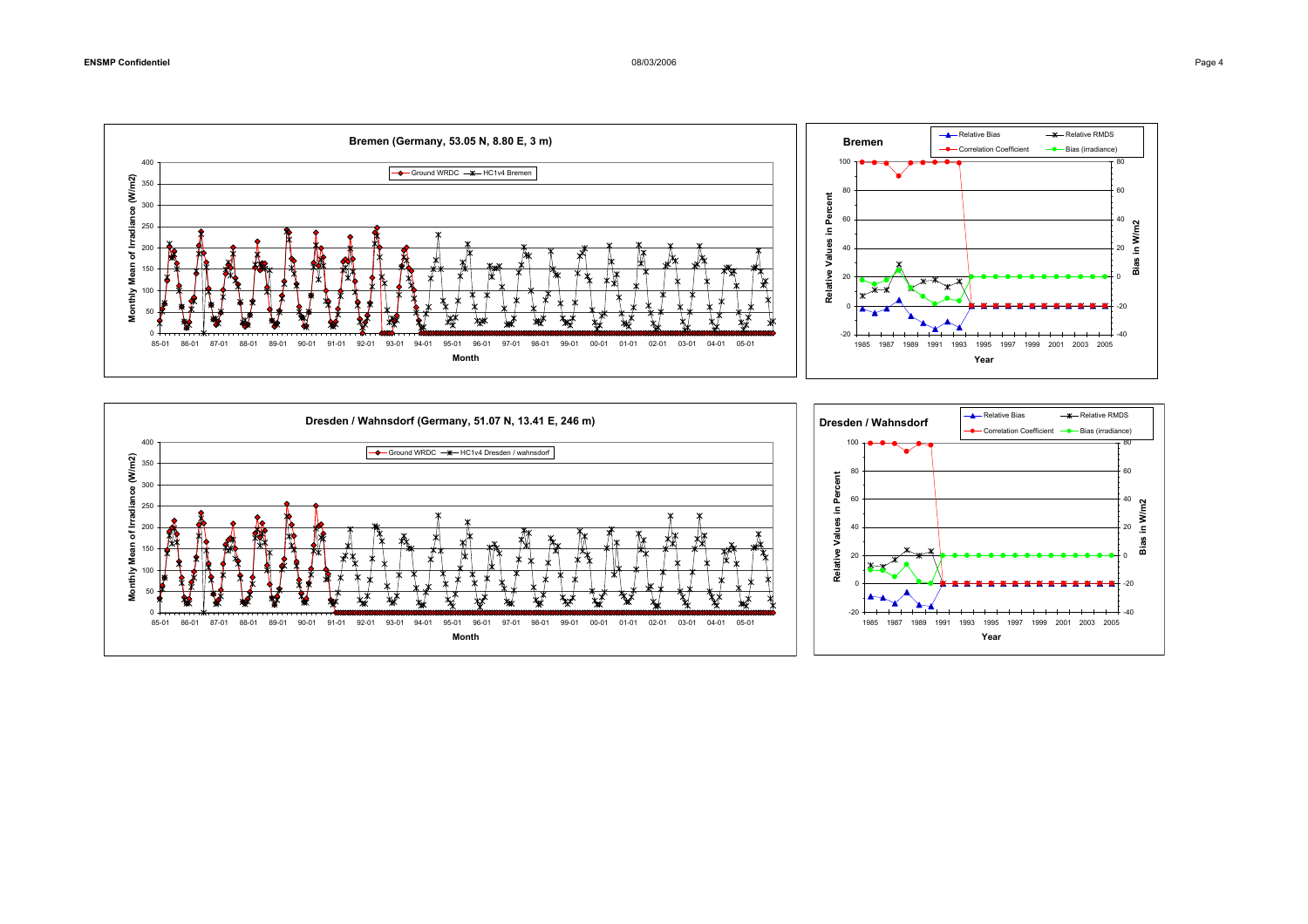Bremen (Germany, 53.05 N, 8.80 E, 3 m)

Ground WRDC
HC1v4 Bremen

Monthly Mean of Irradiance (W/m2)

400
350
300
250
200
150
100
50
0

85-01 86-01 87-01 88-01 89-01 90-01 91-01 92-01 93-01 94-01 95-01 96-01 97-01 98-01 99-01 00-01 01-01 02-01 03-01 04-01 05-01

Month

Bremen

Relative Bias
Relative RMDS
Correlation Coefficient
Bias (irradiance)

Relative Values in Percent

100
80
60
40
20
0
-20

Bias in W/m2

80
60
40
20
0
-20
-40

1985 1987 1989 1991 1993 1995 1997 1999 2001 2003 2005

Year

Dresden / Wahnsdorf (Germany, 51.07 N, 13.41 E, 246 m)

Ground WRDC
HC1v4 Dresden / wahnsdorf

Monthly Mean of Irradiance (W/m2)

400
350
300
250
200
150
100
50
0

85-01 86-01 87-01 88-01 89-01 90-01 91-01 92-01 93-01 94-01 95-01 96-01 97-01 98-01 99-01 00-01 01-01 02-01 03-01 04-01 05-01

Month

Dresden / Wahnsdorf

Relative Bias
Relative RMDS
Correlation Coefficient
Bias (irradiance)

Relative Values in Percent

100
80
60
40
20
0
-20

Bias in W/m2

80
60
40
20
0
-20
-40

1985 1987 1989 1991 1993 1995 1997 1999 2001 2003 2005

Year